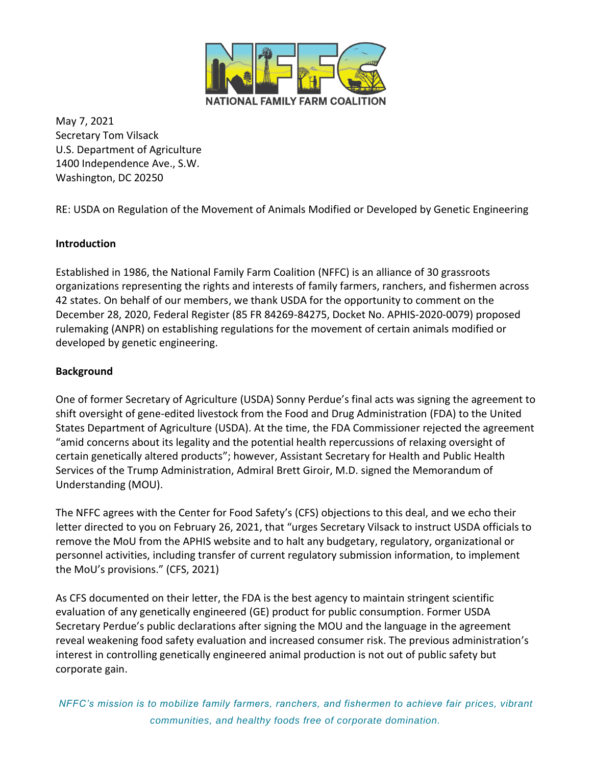NATIONAL FAMILY FARM COALITION

May 7, 2021
Secretary Tom Vilsack
U.S. Department of Agriculture
1400 Independence Ave., S.W.
Washington, DC 20250

RE: USDA on Regulation of the Movement of Animals Modified or Developed by Genetic Engineering

**Introduction**

Established in 1986, the National Family Farm Coalition (NFFC) is an alliance of 30 grassroots organizations representing the rights and interests of family farmers, ranchers, and fishermen across 42 states. On behalf of our members, we thank USDA for the opportunity to comment on the December 28, 2020, Federal Register (85 FR 84269-84275, Docket No. APHIS-2020-0079) proposed rulemaking (ANPR) on establishing regulations for the movement of certain animals modified or developed by genetic engineering.

**Background**

One of former Secretary of Agriculture (USDA) Sonny Perdue's final acts was signing the agreement to shift oversight of gene-edited livestock from the Food and Drug Administration (FDA) to the United States Department of Agriculture (USDA). At the time, the FDA Commissioner rejected the agreement "amid concerns about its legality and the potential health repercussions of relaxing oversight of certain genetically altered products"; however, Assistant Secretary for Health and Public Health Services of the Trump Administration, Admiral Brett Giroir, M.D. signed the Memorandum of Understanding (MOU).

The NFFC agrees with the Center for Food Safety's (CFS) objections to this deal, and we echo their letter directed to you on February 26, 2021, that "urges Secretary Vilsack to instruct USDA officials to remove the MoU from the APHIS website and to halt any budgetary, regulatory, organizational or personnel activities, including transfer of current regulatory submission information, to implement the MoU's provisions." (CFS, 2021)

As CFS documented on their letter, the FDA is the best agency to maintain stringent scientific evaluation of any genetically engineered (GE) product for public consumption. Former USDA Secretary Perdue's public declarations after signing the MOU and the language in the agreement reveal weakening food safety evaluation and increased consumer risk. The previous administration's interest in controlling genetically engineered animal production is not out of public safety but corporate gain.

*NFFC's mission is to mobilize family farmers, ranchers, and fishermen to achieve fair prices, vibrant communities, and healthy foods free of corporate domination.*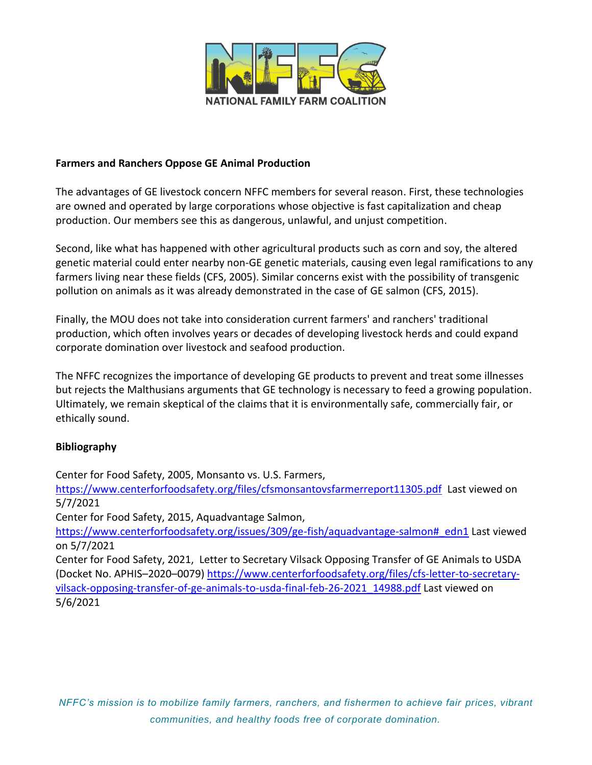**Farmers and Ranchers Oppose GE Animal Production**

The advantages of GE livestock concern NFFC members for several reason. First, these technologies are owned and operated by large corporations whose objective is fast capitalization and cheap production. Our members see this as dangerous, unlawful, and unjust competition.

Second, like what has happened with other agricultural products such as corn and soy, the altered genetic material could enter nearby non-GE genetic materials, causing even legal ramifications to any farmers living near these fields (CFS, 2005). Similar concerns exist with the possibility of transgenic pollution on animals as it was already demonstrated in the case of GE salmon (CFS, 2015).

Finally, the MOU does not take into consideration current farmers' and ranchers' traditional production, which often involves years or decades of developing livestock herds and could expand corporate domination over livestock and seafood production.

The NFFC recognizes the importance of developing GE products to prevent and treat some illnesses but rejects the Malthusians arguments that GE technology is necessary to feed a growing population. Ultimately, we remain skeptical of the claims that it is environmentally safe, commercially fair, or ethically sound.

**Bibliography**

Center for Food Safety, 2005, Monsanto vs. U.S. Farmers, https://www.centerforfoodsafety.org/files/cfsmonsantovsfarmerreport11305.pdf Last viewed on 5/7/2021

Center for Food Safety, 2015, Aquadvantage Salmon, https://www.centerforfoodsafety.org/issues/309/ge-fish/aquadvantage-salmon#_edn1 Last viewed on 5/7/2021

Center for Food Safety, 2021, Letter to Secretary Vilsack Opposing Transfer of GE Animals to USDA (Docket No. APHIS–2020–0079) https://www.centerforfoodsafety.org/files/cfs-letter-to-secretary-vilsack-opposing-transfer-of-ge-animals-to-usda-final-feb-26-2021_14988.pdf Last viewed on 5/6/2021